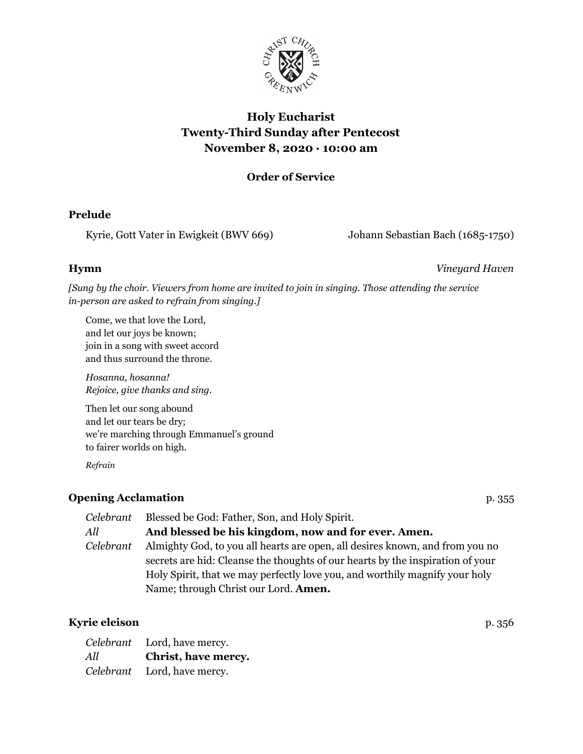# Holy Eucharist
# Twenty-Third Sunday after Pentecost
# November 8, 2020 · 10:00 am

### Order of Service

### Prelude

Kyrie, Gott Vater in Ewigkeit (BWV 669) — Johann Sebastian Bach (1685-1750)

### Hymn

*Vineyard Haven*

*[Sung by the choir. Viewers from home are invited to join in singing. Those attending the service in-person are asked to refrain from singing.]*

Come, we that love the Lord,
and let our joys be known;
join in a song with sweet accord
and thus surround the throne.

*Hosanna, hosanna!*
*Rejoice, give thanks and sing.*

Then let our song abound
and let our tears be dry;
we're marching through Emmanuel's ground
to fairer worlds on high.

*Refrain*

### Opening Acclamation

p. 355

*Celebrant* Blessed be God: Father, Son, and Holy Spirit.

*All* **And blessed be his kingdom, now and for ever. Amen.**

*Celebrant* Almighty God, to you all hearts are open, all desires known, and from you no secrets are hid: Cleanse the thoughts of our hearts by the inspiration of your Holy Spirit, that we may perfectly love you, and worthily magnify your holy Name; through Christ our Lord. **Amen.**

### Kyrie eleison

p. 356

*Celebrant* Lord, have mercy.

*All* **Christ, have mercy.**

*Celebrant* Lord, have mercy.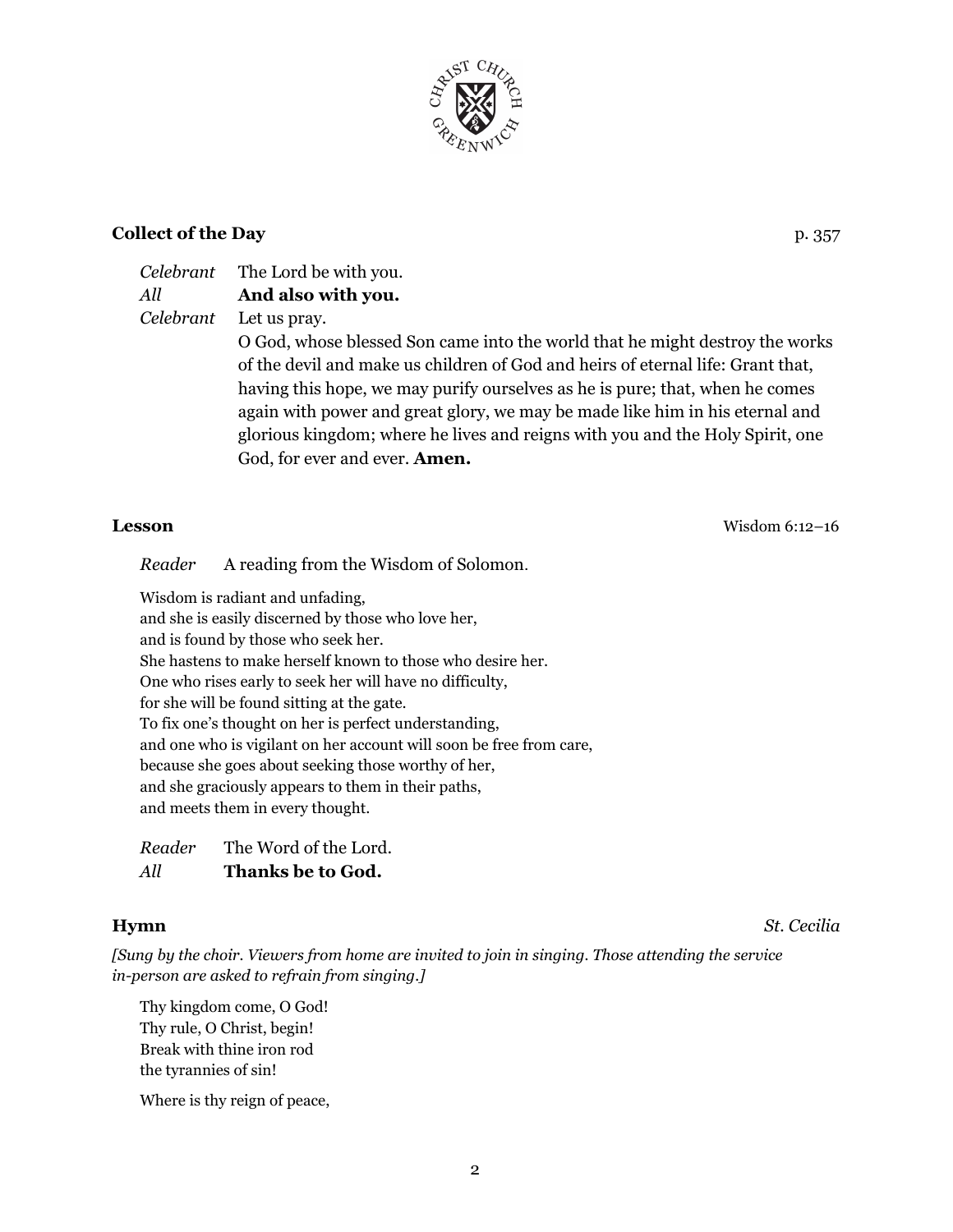**Collect of the Day** p. 357

*Celebrant* The Lord be with you.
*All* **And also with you.**
*Celebrant* Let us pray.
O God, whose blessed Son came into the world that he might destroy the works of the devil and make us children of God and heirs of eternal life: Grant that, having this hope, we may purify ourselves as he is pure; that, when he comes again with power and great glory, we may be made like him in his eternal and glorious kingdom; where he lives and reigns with you and the Holy Spirit, one God, for ever and ever. **Amen.**

**Lesson** Wisdom 6:12–16

*Reader* A reading from the Wisdom of Solomon.

Wisdom is radiant and unfading,
and she is easily discerned by those who love her,
and is found by those who seek her.
She hastens to make herself known to those who desire her.
One who rises early to seek her will have no difficulty,
for she will be found sitting at the gate.
To fix one's thought on her is perfect understanding,
and one who is vigilant on her account will soon be free from care,
because she goes about seeking those worthy of her,
and she graciously appears to them in their paths,
and meets them in every thought.

*Reader* The Word of the Lord.
*All* **Thanks be to God.**

**Hymn** *St. Cecilia*

*[Sung by the choir. Viewers from home are invited to join in singing. Those attending the service in-person are asked to refrain from singing.]*

Thy kingdom come, O God!
Thy rule, O Christ, begin!
Break with thine iron rod
the tyrannies of sin!

Where is thy reign of peace,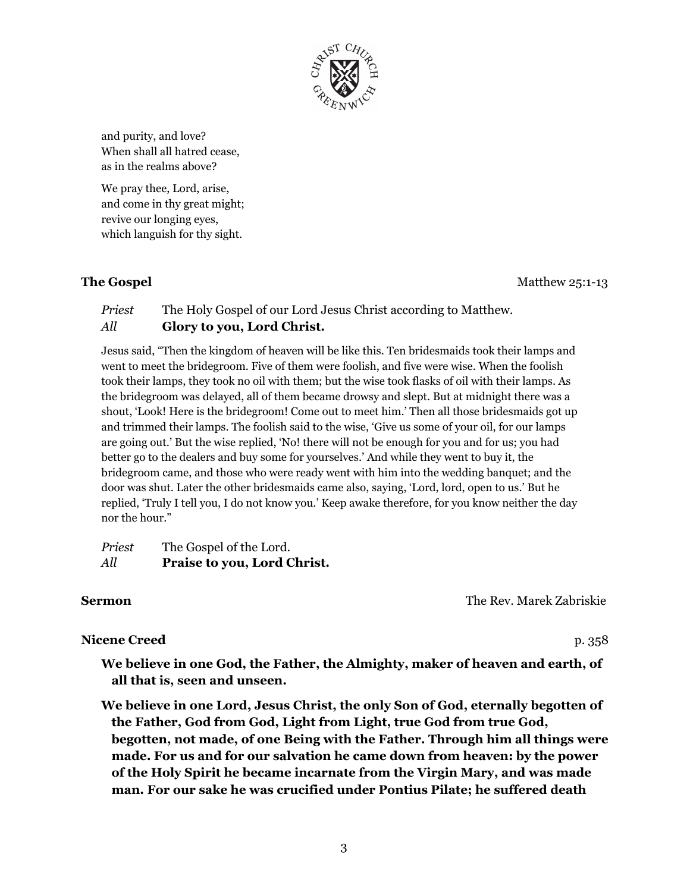and purity, and love?
When shall all hatred cease,
as in the realms above?

We pray thee, Lord, arise,
and come in thy great might;
revive our longing eyes,
which languish for thy sight.

**The Gospel** Matthew 25:1-13

*Priest* The Holy Gospel of our Lord Jesus Christ according to Matthew.
*All* **Glory to you, Lord Christ.**

Jesus said, "Then the kingdom of heaven will be like this. Ten bridesmaids took their lamps and went to meet the bridegroom. Five of them were foolish, and five were wise. When the foolish took their lamps, they took no oil with them; but the wise took flasks of oil with their lamps. As the bridegroom was delayed, all of them became drowsy and slept. But at midnight there was a shout, 'Look! Here is the bridegroom! Come out to meet him.' Then all those bridesmaids got up and trimmed their lamps. The foolish said to the wise, 'Give us some of your oil, for our lamps are going out.' But the wise replied, 'No! there will not be enough for you and for us; you had better go to the dealers and buy some for yourselves.' And while they went to buy it, the bridegroom came, and those who were ready went with him into the wedding banquet; and the door was shut. Later the other bridesmaids came also, saying, 'Lord, lord, open to us.' But he replied, 'Truly I tell you, I do not know you.' Keep awake therefore, for you know neither the day nor the hour."

*Priest* The Gospel of the Lord.
*All* **Praise to you, Lord Christ.**

**Sermon** The Rev. Marek Zabriskie

**Nicene Creed** p. 358

**We believe in one God, the Father, the Almighty, maker of heaven and earth, of all that is, seen and unseen.**

**We believe in one Lord, Jesus Christ, the only Son of God, eternally begotten of the Father, God from God, Light from Light, true God from true God, begotten, not made, of one Being with the Father. Through him all things were made. For us and for our salvation he came down from heaven: by the power of the Holy Spirit he became incarnate from the Virgin Mary, and was made man. For our sake he was crucified under Pontius Pilate; he suffered death**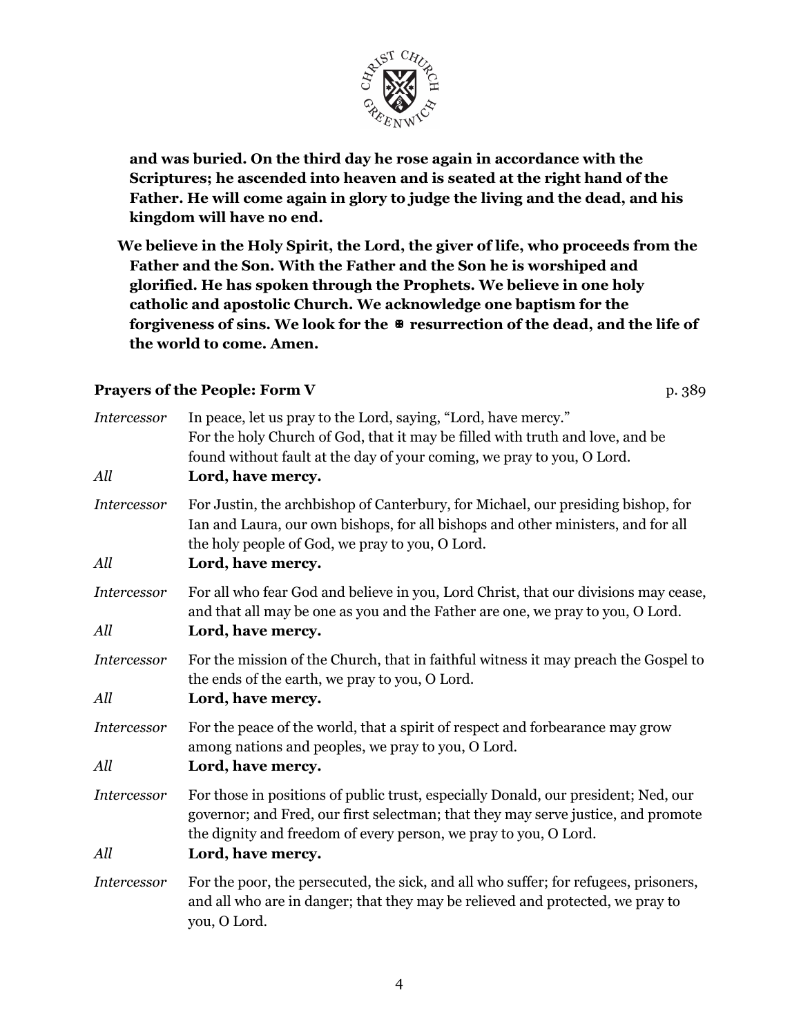**and was buried. On the third day he rose again in accordance with the Scriptures; he ascended into heaven and is seated at the right hand of the Father. He will come again in glory to judge the living and the dead, and his kingdom will have no end.**

**We believe in the Holy Spirit, the Lord, the giver of life, who proceeds from the Father and the Son. With the Father and the Son he is worshiped and glorified. He has spoken through the Prophets. We believe in one holy catholic and apostolic Church. We acknowledge one baptism for the forgiveness of sins. We look for the ⊗ resurrection of the dead, and the life of the world to come. Amen.**

### Prayers of the People: Form V — p. 389

*Intercessor* In peace, let us pray to the Lord, saying, "Lord, have mercy."
For the holy Church of God, that it may be filled with truth and love, and be found without fault at the day of your coming, we pray to you, O Lord.

*All* **Lord, have mercy.**

*Intercessor* For Justin, the archbishop of Canterbury, for Michael, our presiding bishop, for Ian and Laura, our own bishops, for all bishops and other ministers, and for all the holy people of God, we pray to you, O Lord.

*All* **Lord, have mercy.**

*Intercessor* For all who fear God and believe in you, Lord Christ, that our divisions may cease, and that all may be one as you and the Father are one, we pray to you, O Lord.

*All* **Lord, have mercy.**

*Intercessor* For the mission of the Church, that in faithful witness it may preach the Gospel to the ends of the earth, we pray to you, O Lord.

*All* **Lord, have mercy.**

*Intercessor* For the peace of the world, that a spirit of respect and forbearance may grow among nations and peoples, we pray to you, O Lord.

*All* **Lord, have mercy.**

*Intercessor* For those in positions of public trust, especially Donald, our president; Ned, our governor; and Fred, our first selectman; that they may serve justice, and promote the dignity and freedom of every person, we pray to you, O Lord.

*All* **Lord, have mercy.**

*Intercessor* For the poor, the persecuted, the sick, and all who suffer; for refugees, prisoners, and all who are in danger; that they may be relieved and protected, we pray to you, O Lord.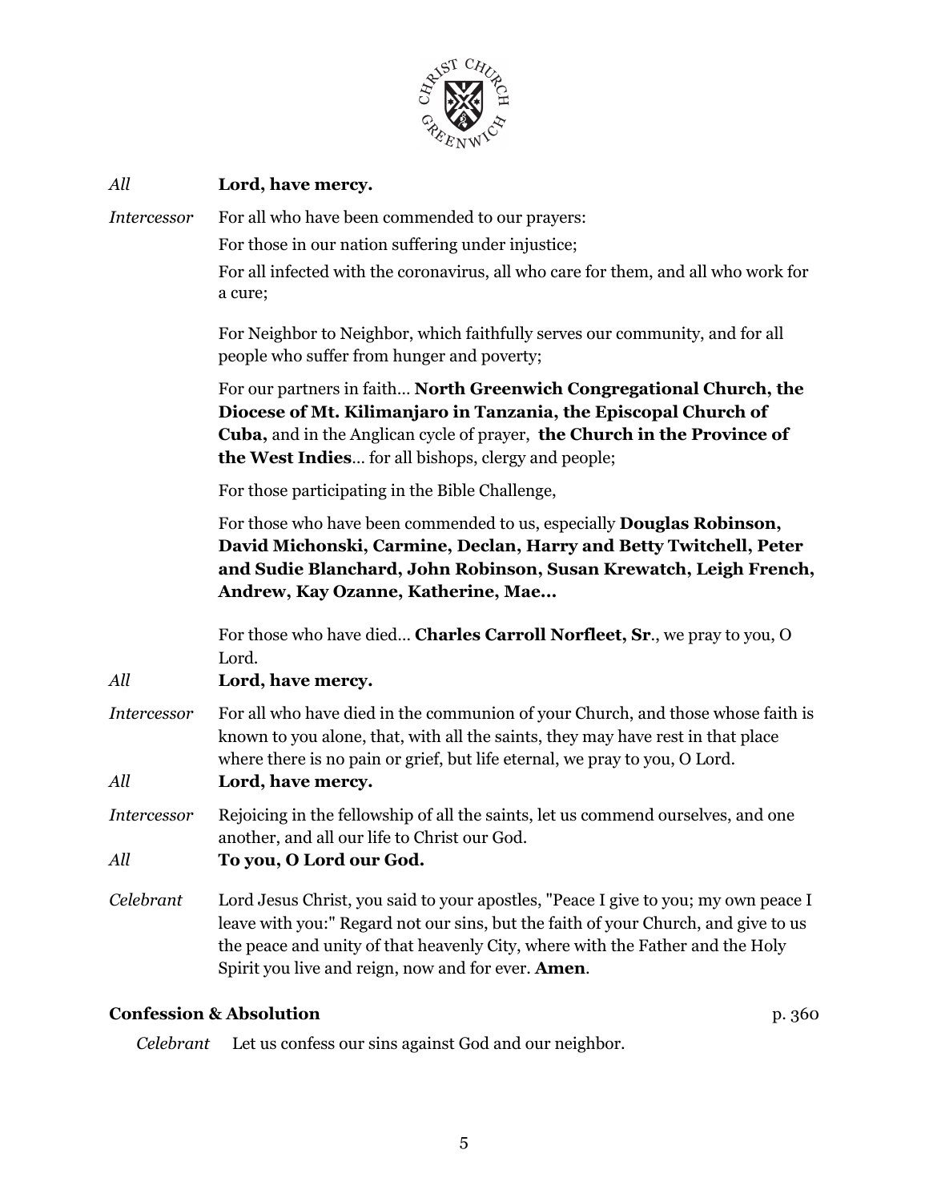*All* **Lord, have mercy.**

*Intercessor* For all who have been commended to our prayers:

For those in our nation suffering under injustice;

For all infected with the coronavirus, all who care for them, and all who work for a cure;

For Neighbor to Neighbor, which faithfully serves our community, and for all people who suffer from hunger and poverty;

For our partners in faith… **North Greenwich Congregational Church, the Diocese of Mt. Kilimanjaro in Tanzania, the Episcopal Church of Cuba,** and in the Anglican cycle of prayer, **the Church in the Province of the West Indies**… for all bishops, clergy and people;

For those participating in the Bible Challenge,

For those who have been commended to us, especially **Douglas Robinson, David Michonski, Carmine, Declan, Harry and Betty Twitchell, Peter and Sudie Blanchard, John Robinson, Susan Krewatch, Leigh French, Andrew, Kay Ozanne, Katherine, Mae…**

For those who have died… **Charles Carroll Norfleet, Sr**., we pray to you, O Lord.

*All* **Lord, have mercy.**

*Intercessor* For all who have died in the communion of your Church, and those whose faith is known to you alone, that, with all the saints, they may have rest in that place where there is no pain or grief, but life eternal, we pray to you, O Lord.

*All* **Lord, have mercy.**

*Intercessor* Rejoicing in the fellowship of all the saints, let us commend ourselves, and one another, and all our life to Christ our God.

*All* **To you, O Lord our God.**

*Celebrant* Lord Jesus Christ, you said to your apostles, "Peace I give to you; my own peace I leave with you:" Regard not our sins, but the faith of your Church, and give to us the peace and unity of that heavenly City, where with the Father and the Holy Spirit you live and reign, now and for ever. **Amen**.

**Confession & Absolution** p. 360

*Celebrant* Let us confess our sins against God and our neighbor.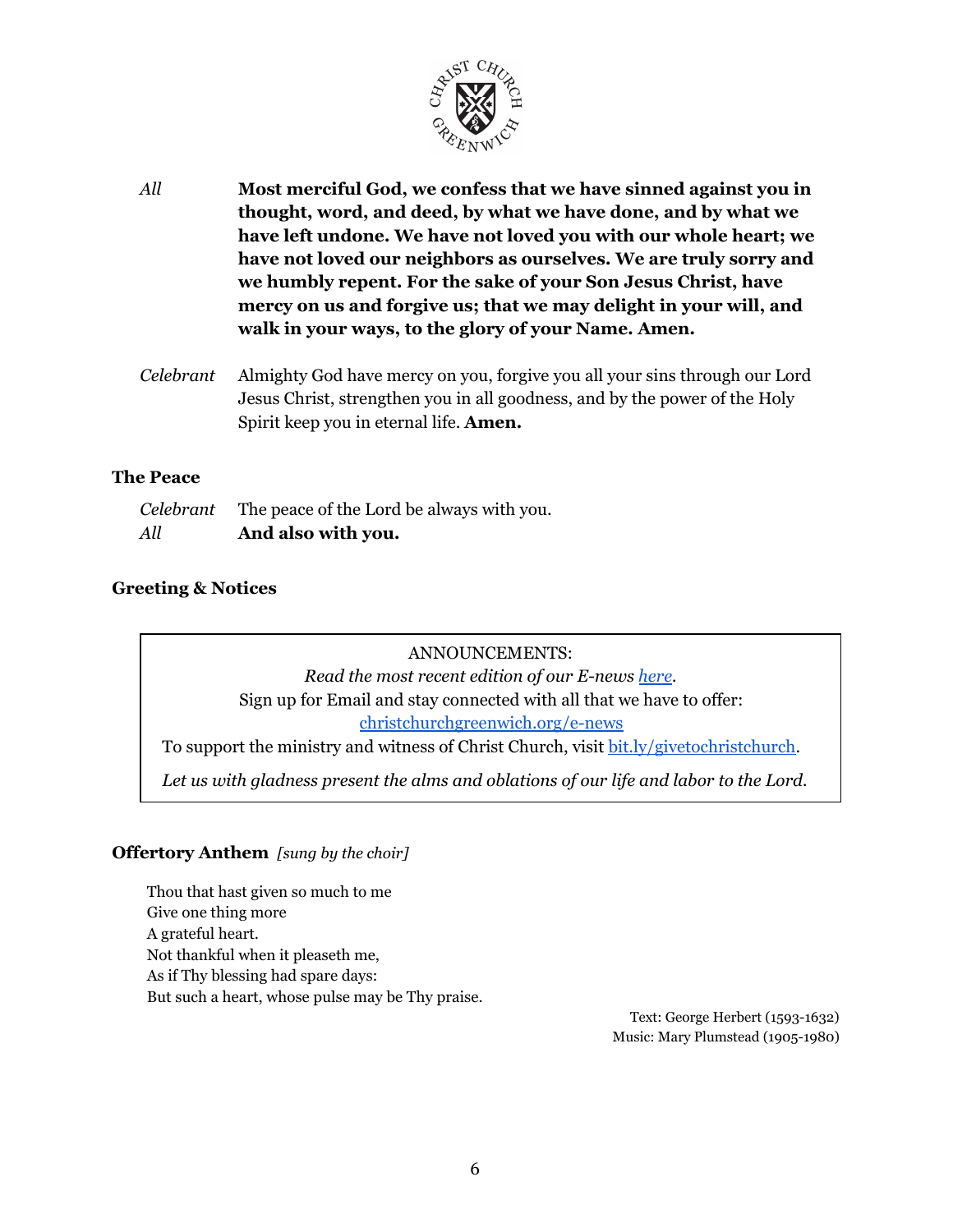*All* **Most merciful God, we confess that we have sinned against you in thought, word, and deed, by what we have done, and by what we have left undone. We have not loved you with our whole heart; we have not loved our neighbors as ourselves. We are truly sorry and we humbly repent. For the sake of your Son Jesus Christ, have mercy on us and forgive us; that we may delight in your will, and walk in your ways, to the glory of your Name. Amen.**

*Celebrant* Almighty God have mercy on you, forgive you all your sins through our Lord Jesus Christ, strengthen you in all goodness, and by the power of the Holy Spirit keep you in eternal life. **Amen.**

### The Peace

*Celebrant* The peace of the Lord be always with you.
*All* **And also with you.**

### Greeting & Notices

ANNOUNCEMENTS:

*Read the most recent edition of our E-news here.*

Sign up for Email and stay connected with all that we have to offer: christchurchgreenwich.org/e-news

To support the ministry and witness of Christ Church, visit bit.ly/givetochristchurch.

*Let us with gladness present the alms and oblations of our life and labor to the Lord.*

### Offertory Anthem *[sung by the choir]*

Thou that hast given so much to me
Give one thing more
A grateful heart.
Not thankful when it pleaseth me,
As if Thy blessing had spare days:
But such a heart, whose pulse may be Thy praise.

Text: George Herbert (1593-1632)
Music: Mary Plumstead (1905-1980)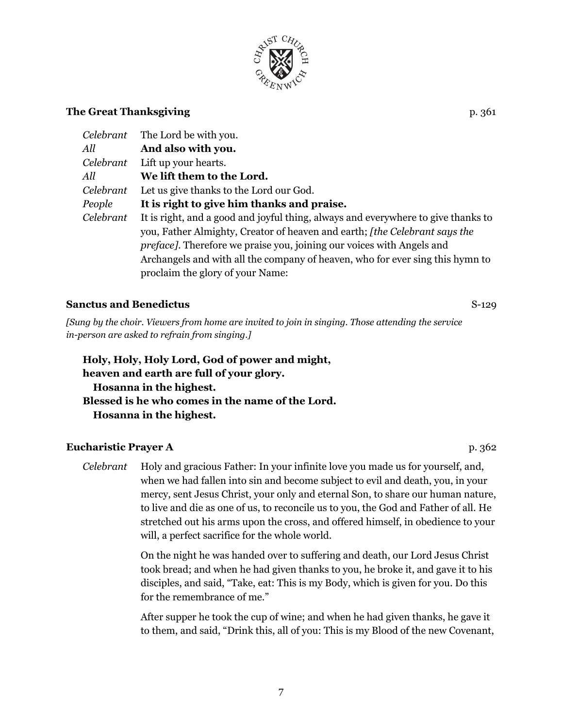## The Great Thanksgiving p. 361

*Celebrant* The Lord be with you.
*All* **And also with you.**
*Celebrant* Lift up your hearts.
*All* **We lift them to the Lord.**
*Celebrant* Let us give thanks to the Lord our God.
*People* **It is right to give him thanks and praise.**
*Celebrant* It is right, and a good and joyful thing, always and everywhere to give thanks to you, Father Almighty, Creator of heaven and earth; *[the Celebrant says the preface]*. Therefore we praise you, joining our voices with Angels and Archangels and with all the company of heaven, who for ever sing this hymn to proclaim the glory of your Name:

## Sanctus and Benedictus S-129

*[Sung by the choir. Viewers from home are invited to join in singing. Those attending the service in-person are asked to refrain from singing.]*

**Holy, Holy, Holy Lord, God of power and might,**
**heaven and earth are full of your glory.**
**Hosanna in the highest.**
**Blessed is he who comes in the name of the Lord.**
**Hosanna in the highest.**

## Eucharistic Prayer A p. 362

*Celebrant* Holy and gracious Father: In your infinite love you made us for yourself, and, when we had fallen into sin and become subject to evil and death, you, in your mercy, sent Jesus Christ, your only and eternal Son, to share our human nature, to live and die as one of us, to reconcile us to you, the God and Father of all. He stretched out his arms upon the cross, and offered himself, in obedience to your will, a perfect sacrifice for the whole world.

On the night he was handed over to suffering and death, our Lord Jesus Christ took bread; and when he had given thanks to you, he broke it, and gave it to his disciples, and said, "Take, eat: This is my Body, which is given for you. Do this for the remembrance of me."

After supper he took the cup of wine; and when he had given thanks, he gave it to them, and said, "Drink this, all of you: This is my Blood of the new Covenant,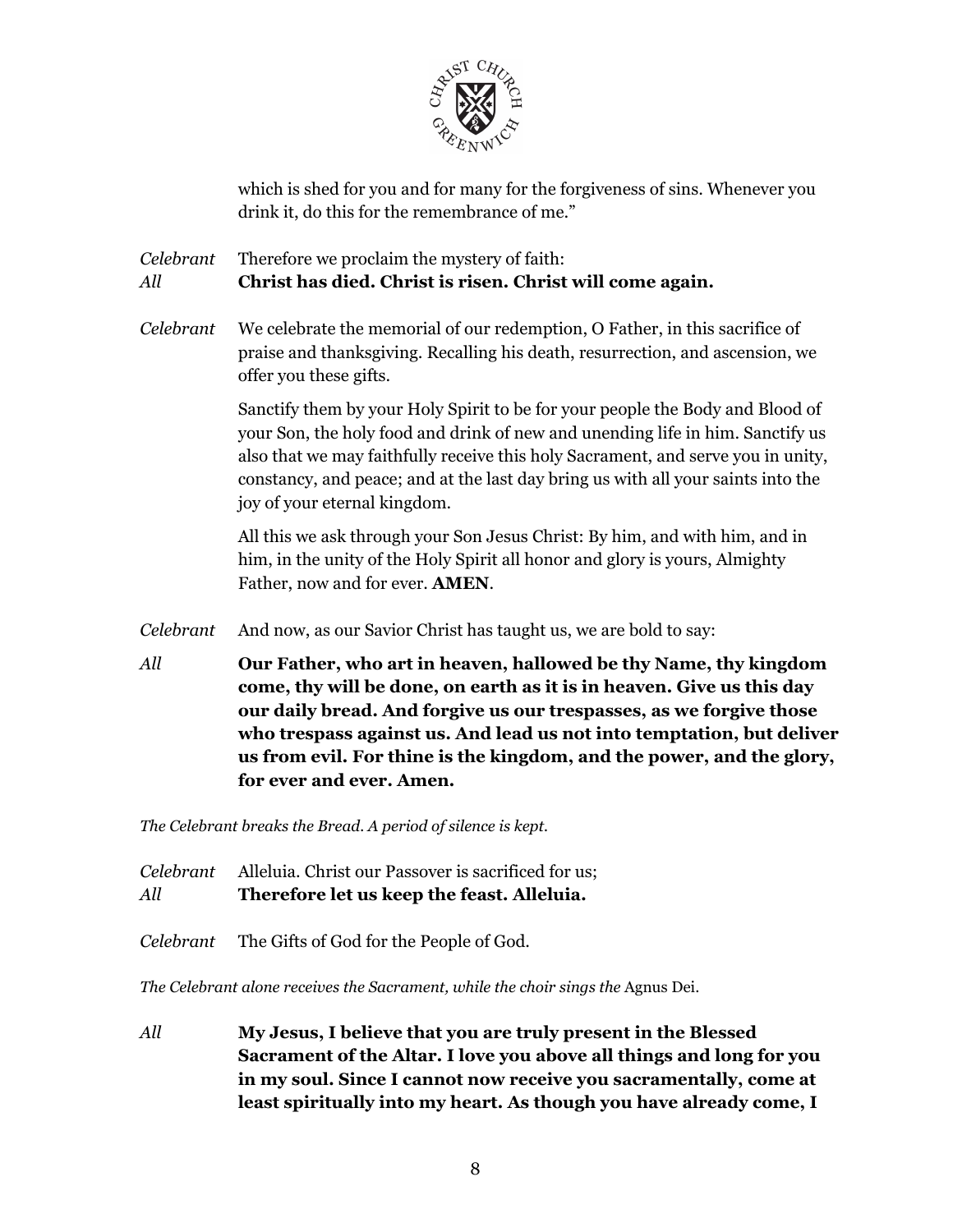which is shed for you and for many for the forgiveness of sins. Whenever you drink it, do this for the remembrance of me."

*Celebrant* Therefore we proclaim the mystery of faith:
*All* **Christ has died. Christ is risen. Christ will come again.**

*Celebrant* We celebrate the memorial of our redemption, O Father, in this sacrifice of praise and thanksgiving. Recalling his death, resurrection, and ascension, we offer you these gifts.

Sanctify them by your Holy Spirit to be for your people the Body and Blood of your Son, the holy food and drink of new and unending life in him. Sanctify us also that we may faithfully receive this holy Sacrament, and serve you in unity, constancy, and peace; and at the last day bring us with all your saints into the joy of your eternal kingdom.

All this we ask through your Son Jesus Christ: By him, and with him, and in him, in the unity of the Holy Spirit all honor and glory is yours, Almighty Father, now and for ever. **AMEN**.

*Celebrant* And now, as our Savior Christ has taught us, we are bold to say:

*All* **Our Father, who art in heaven, hallowed be thy Name, thy kingdom come, thy will be done, on earth as it is in heaven. Give us this day our daily bread. And forgive us our trespasses, as we forgive those who trespass against us. And lead us not into temptation, but deliver us from evil. For thine is the kingdom, and the power, and the glory, for ever and ever. Amen.**

*The Celebrant breaks the Bread. A period of silence is kept.*

*Celebrant* Alleluia. Christ our Passover is sacrificed for us;
*All* **Therefore let us keep the feast. Alleluia.**

*Celebrant* The Gifts of God for the People of God.

*The Celebrant alone receives the Sacrament, while the choir sings the* Agnus Dei.

*All* **My Jesus, I believe that you are truly present in the Blessed Sacrament of the Altar. I love you above all things and long for you in my soul. Since I cannot now receive you sacramentally, come at least spiritually into my heart. As though you have already come, I**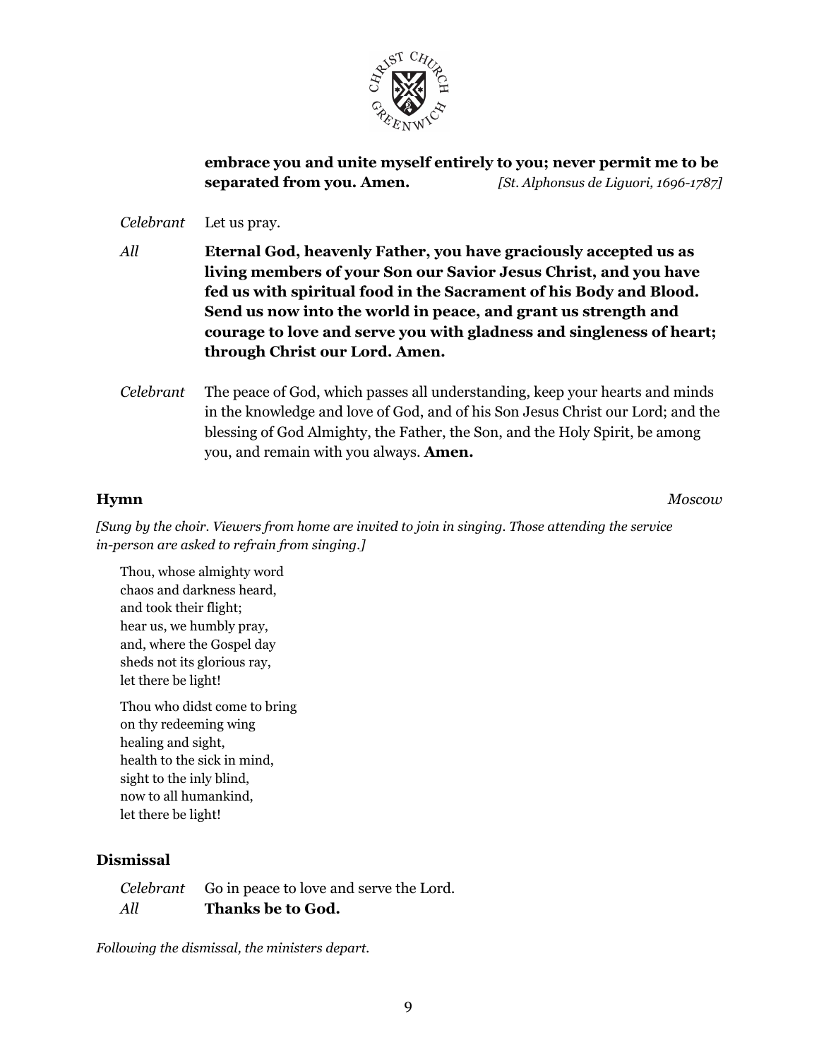**embrace you and unite myself entirely to you; never permit me to be separated from you. Amen.** *[St. Alphonsus de Liguori, 1696-1787]*

*Celebrant* Let us pray.

*All* **Eternal God, heavenly Father, you have graciously accepted us as living members of your Son our Savior Jesus Christ, and you have fed us with spiritual food in the Sacrament of his Body and Blood. Send us now into the world in peace, and grant us strength and courage to love and serve you with gladness and singleness of heart; through Christ our Lord. Amen.**

*Celebrant* The peace of God, which passes all understanding, keep your hearts and minds in the knowledge and love of God, and of his Son Jesus Christ our Lord; and the blessing of God Almighty, the Father, the Son, and the Holy Spirit, be among you, and remain with you always. **Amen.**

**Hymn** *Moscow*

*[Sung by the choir. Viewers from home are invited to join in singing. Those attending the service in-person are asked to refrain from singing.]*

Thou, whose almighty word
chaos and darkness heard,
and took their flight;
hear us, we humbly pray,
and, where the Gospel day
sheds not its glorious ray,
let there be light!

Thou who didst come to bring
on thy redeeming wing
healing and sight,
health to the sick in mind,
sight to the inly blind,
now to all humankind,
let there be light!

**Dismissal**

*Celebrant* Go in peace to love and serve the Lord.
*All* **Thanks be to God.**

*Following the dismissal, the ministers depart.*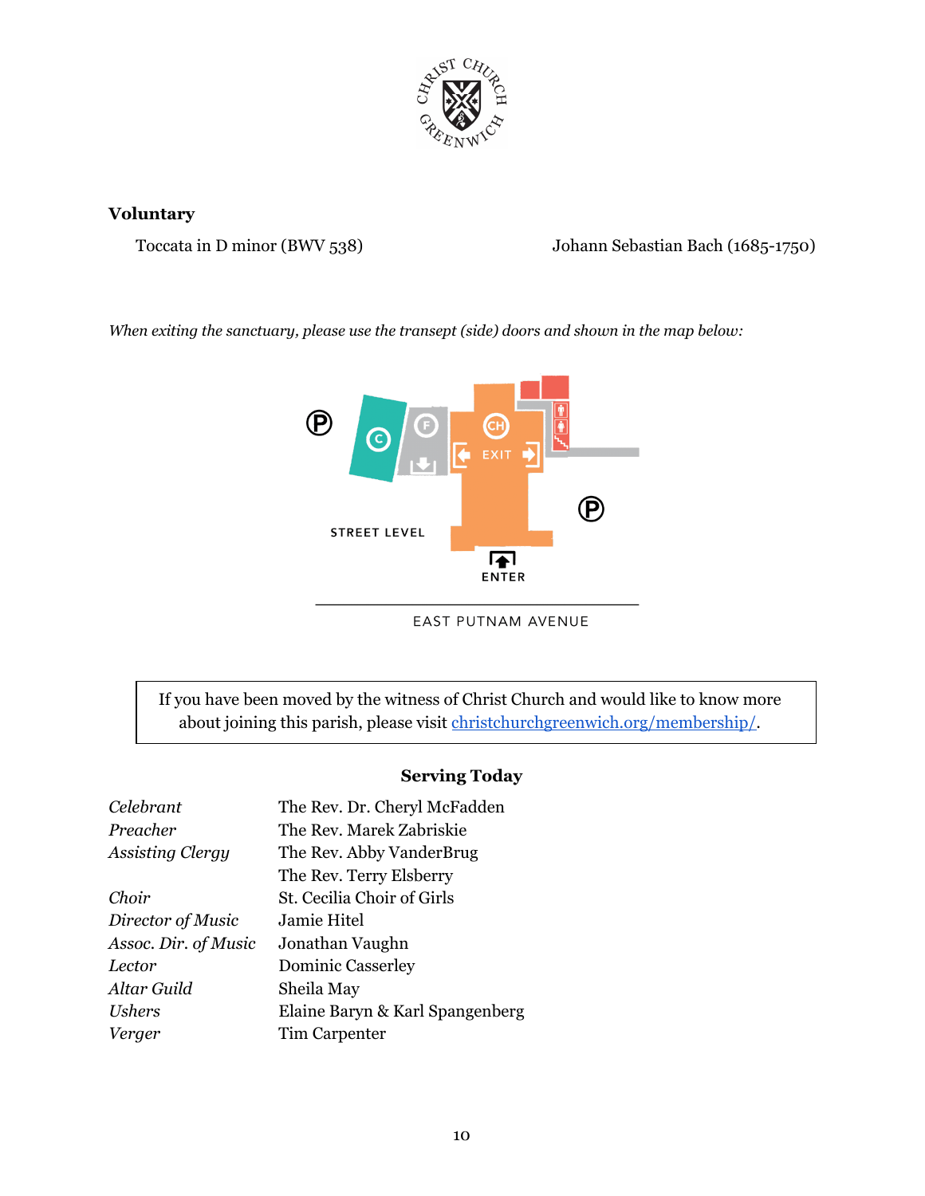**Voluntary**

Toccata in D minor (BWV 538) — Johann Sebastian Bach (1685-1750)

*When exiting the sanctuary, please use the transept (side) doors and shown in the map below:*

STREET LEVEL

EXIT

ENTER

EAST PUTNAM AVENUE

If you have been moved by the witness of Christ Church and would like to know more about joining this parish, please visit [christchurchgreenwich.org/membership/](christchurchgreenwich.org/membership/).

## Serving Today

| | |
|---|---|
| *Celebrant* | The Rev. Dr. Cheryl McFadden |
| *Preacher* | The Rev. Marek Zabriskie |
| *Assisting Clergy* | The Rev. Abby VanderBrug |
| | The Rev. Terry Elsberry |
| *Choir* | St. Cecilia Choir of Girls |
| *Director of Music* | Jamie Hitel |
| *Assoc. Dir. of Music* | Jonathan Vaughn |
| *Lector* | Dominic Casserley |
| *Altar Guild* | Sheila May |
| *Ushers* | Elaine Baryn & Karl Spangenberg |
| *Verger* | Tim Carpenter |